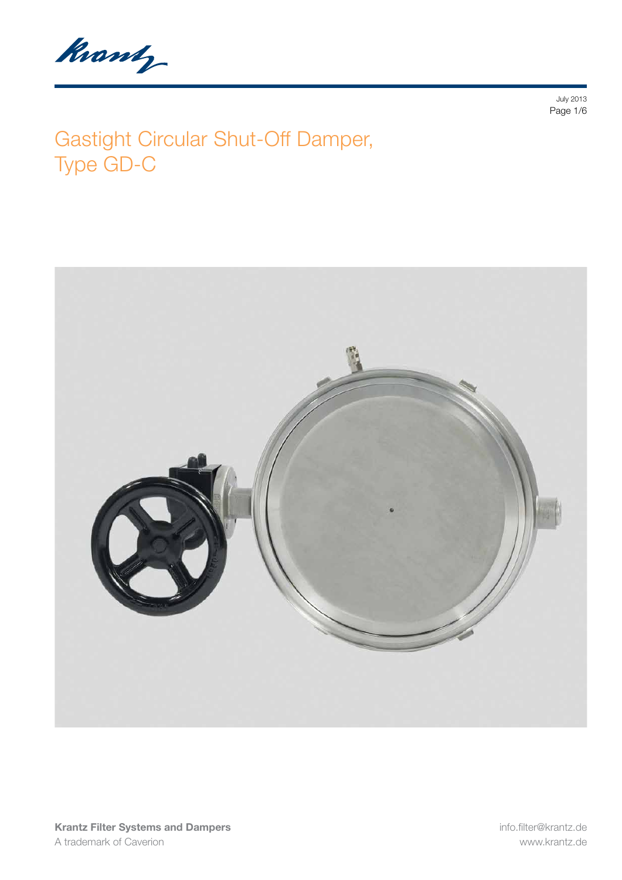# Gastight Circular Shut-Off Damper, Type GD-C

July 2013

**Krantz Filter Systems and Dampers**
A trademark of Caverion

info.filter@krantz.de
www.krantz.de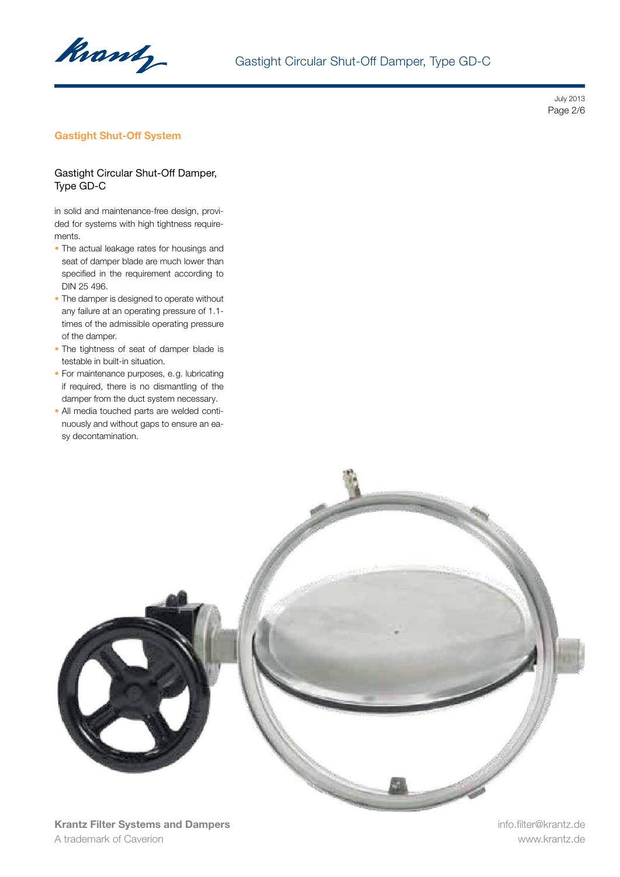## Gastight Shut-Off System

### Gastight Circular Shut-Off Damper, Type GD-C

in solid and maintenance-free design, provided for systems with high tightness requirements.

- The actual leakage rates for housings and seat of damper blade are much lower than specified in the requirement according to DIN 25 496.
- The damper is designed to operate without any failure at an operating pressure of 1.1-times of the admissible operating pressure of the damper.
- The tightness of seat of damper blade is testable in built-in situation.
- For maintenance purposes, e. g. lubricating if required, there is no dismantling of the damper from the duct system necessary.
- All media touched parts are welded continuously and without gaps to ensure an easy decontamination.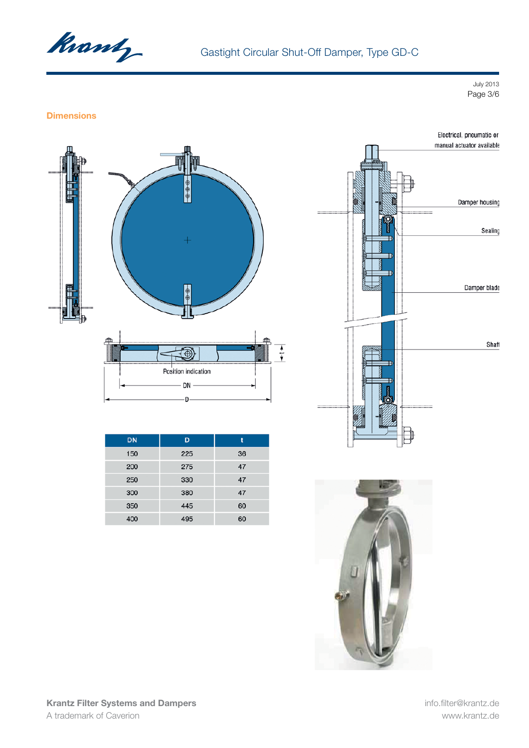## Dimensions

Electrical, pneumatic or manual actuator available

Damper housing

Sealing

Damper blade

Shaft

Position indication

DN

D

t

| DN | D | t |
|---|---|---|
| 150 | 225 | 36 |
| 200 | 275 | 47 |
| 250 | 330 | 47 |
| 300 | 380 | 47 |
| 350 | 445 | 60 |
| 400 | 495 | 60 |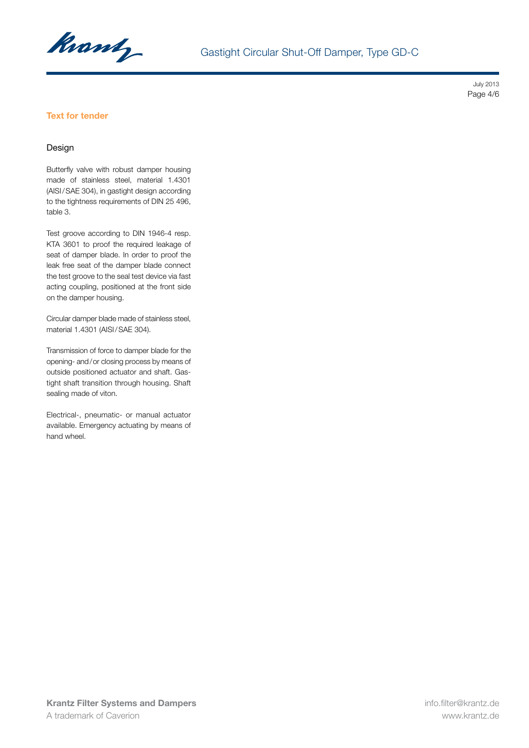## Text for tender

### Design

Butterfly valve with robust damper housing made of stainless steel, material 1.4301 (AISI/SAE 304), in gastight design according to the tightness requirements of DIN 25 496, table 3.

Test groove according to DIN 1946-4 resp. KTA 3601 to proof the required leakage of seat of damper blade. In order to proof the leak free seat of the damper blade connect the test groove to the seal test device via fast acting coupling, positioned at the front side on the damper housing.

Circular damper blade made of stainless steel, material 1.4301 (AISI/SAE 304).

Transmission of force to damper blade for the opening- and/or closing process by means of outside positioned actuator and shaft. Gastight shaft transition through housing. Shaft sealing made of viton.

Electrical-, pneumatic- or manual actuator available. Emergency actuating by means of hand wheel.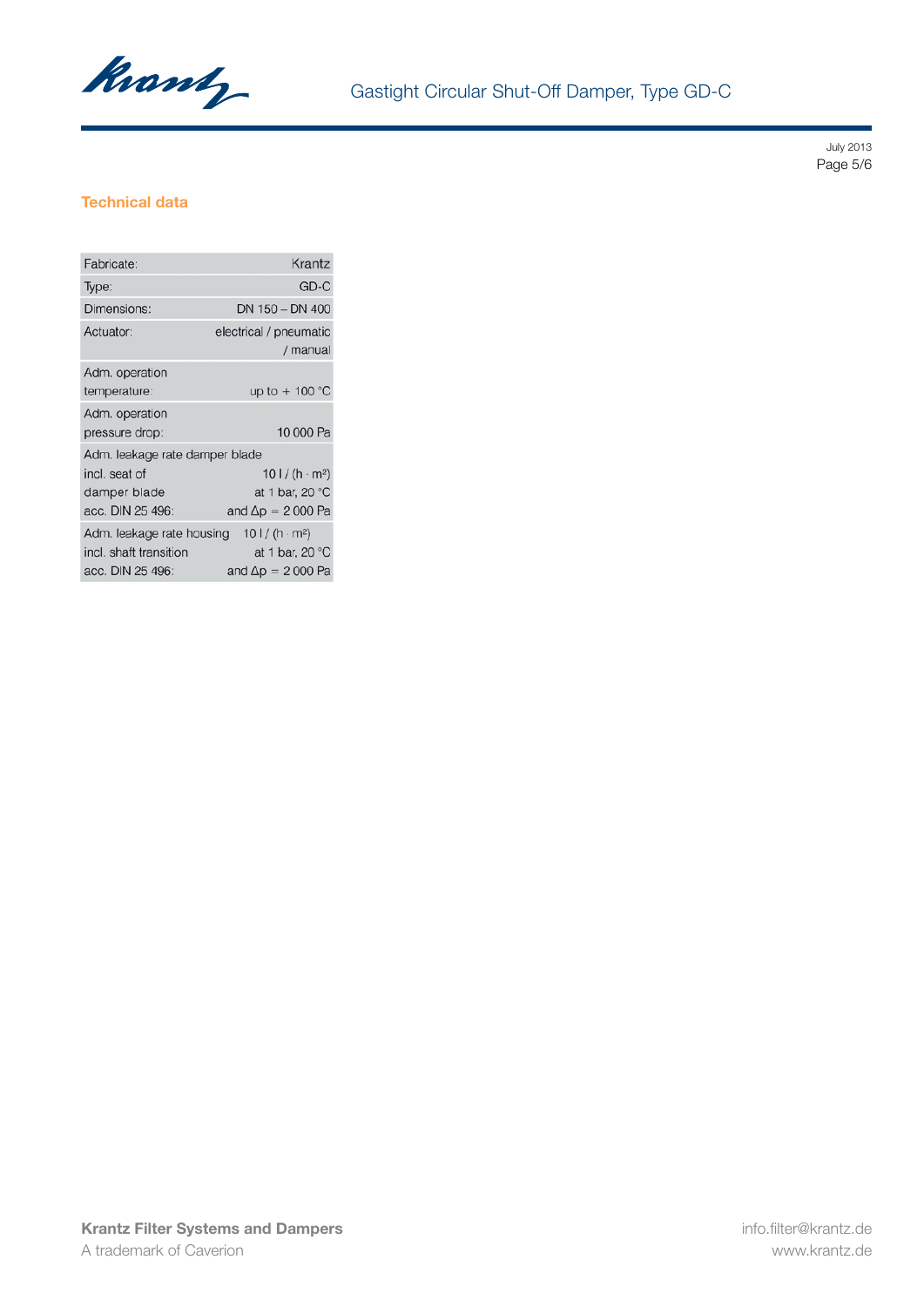## Technical data

| | |
|---|---|
| Fabricate: | Krantz |
| Type: | GD-C |
| Dimensions: | DN 150 – DN 400 |
| Actuator: | electrical / pneumatic / manual |
| Adm. operation temperature: | up to + 100 °C |
| Adm. operation pressure drop: | 10 000 Pa |
| Adm. leakage rate damper blade incl. seat of damper blade acc. DIN 25 496: | 10 l / (h · m²) at 1 bar, 20 °C and Δp = 2 000 Pa |
| Adm. leakage rate housing incl. shaft transition acc. DIN 25 496: | 10 l / (h · m²) at 1 bar, 20 °C and Δp = 2 000 Pa |

**Krantz Filter Systems and Dampers**
A trademark of Caverion

info.filter@krantz.de
www.krantz.de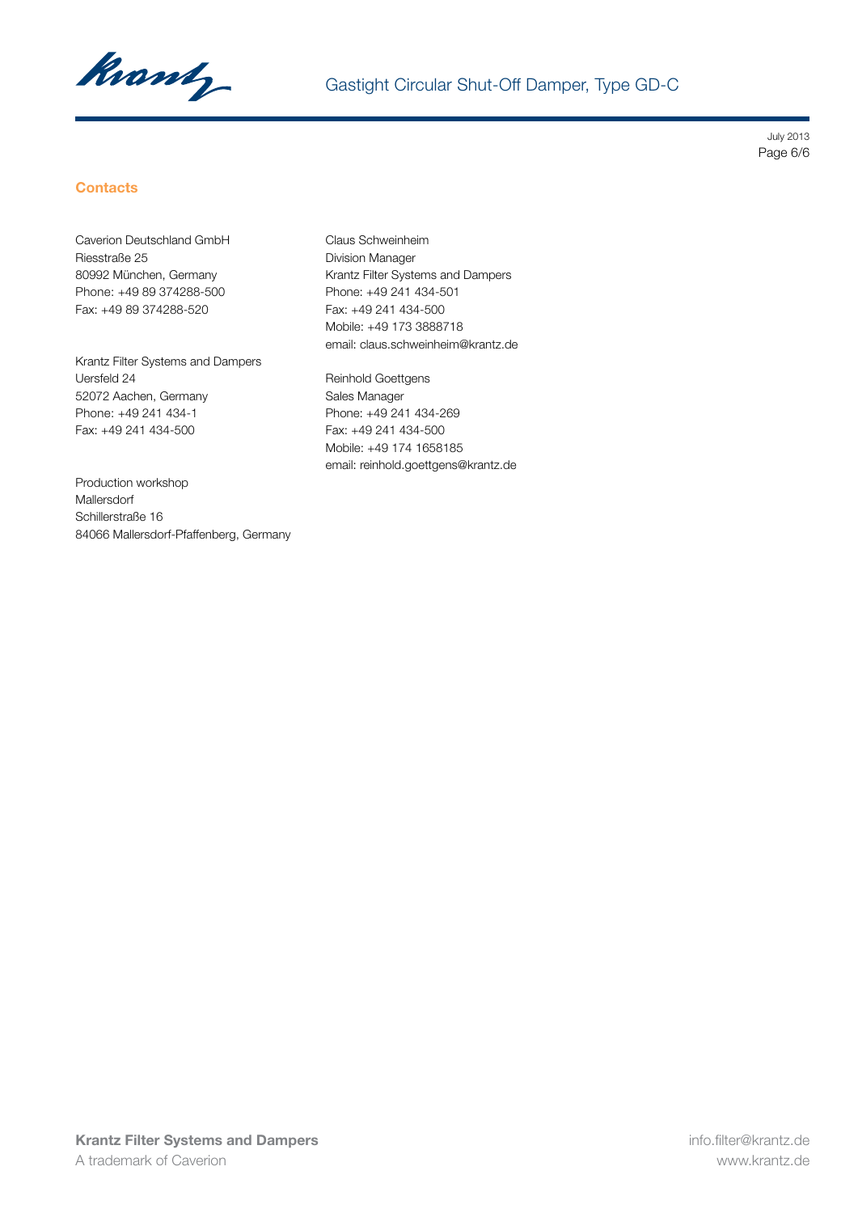## Contacts

Caverion Deutschland GmbH
Riesstraße 25
80992 München, Germany
Phone: +49 89 374288-500
Fax: +49 89 374288-520

Krantz Filter Systems and Dampers
Uersfeld 24
52072 Aachen, Germany
Phone: +49 241 434-1
Fax: +49 241 434-500

Production workshop
Mallersdorf
Schillerstraße 16
84066 Mallersdorf-Pfaffenberg, Germany

Claus Schweinheim
Division Manager
Krantz Filter Systems and Dampers
Phone: +49 241 434-501
Fax: +49 241 434-500
Mobile: +49 173 3888718
email: claus.schweinheim@krantz.de

Reinhold Goettgens
Sales Manager
Phone: +49 241 434-269
Fax: +49 241 434-500
Mobile: +49 174 1658185
email: reinhold.goettgens@krantz.de